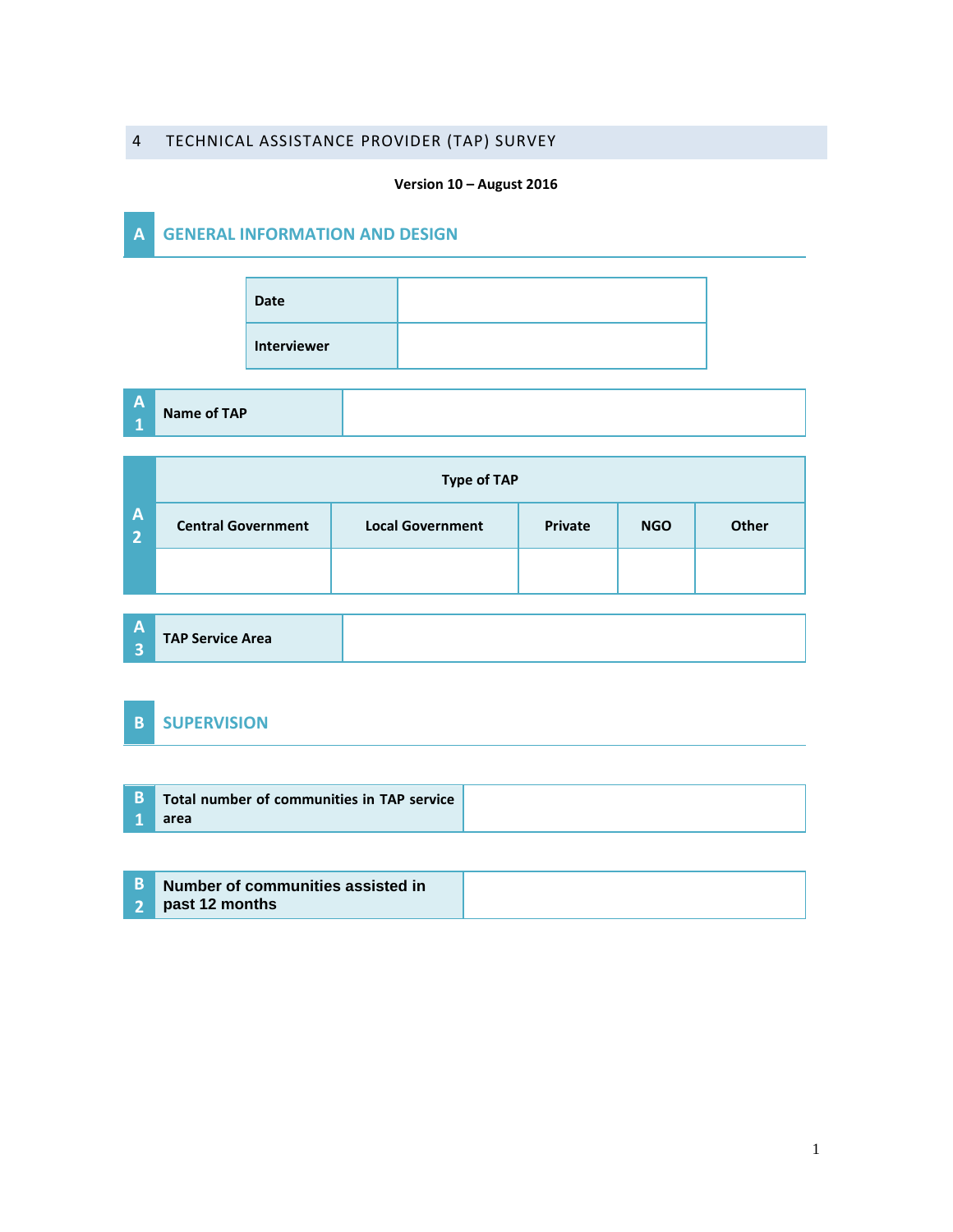# 4 TECHNICAL ASSISTANCE PROVIDER (TAP) SURVEY

**Version 10 – August 2016**

## A GENERAL INFORMATION AND DESIGN

| Date | |
|---|---|
| Interviewer | |

| A1 | Name of TAP | |
|---|---|---|

| A2 | Type of TAP | | | | |
|---|---|---|---|---|---|
| | Central Government | Local Government | Private | NGO | Other |
| | | | | | |

| A3 | TAP Service Area | |
|---|---|---|

## B SUPERVISION

| B1 | Total number of communities in TAP service area | |
|---|---|---|

| B2 | Number of communities assisted in past 12 months | |
|---|---|---|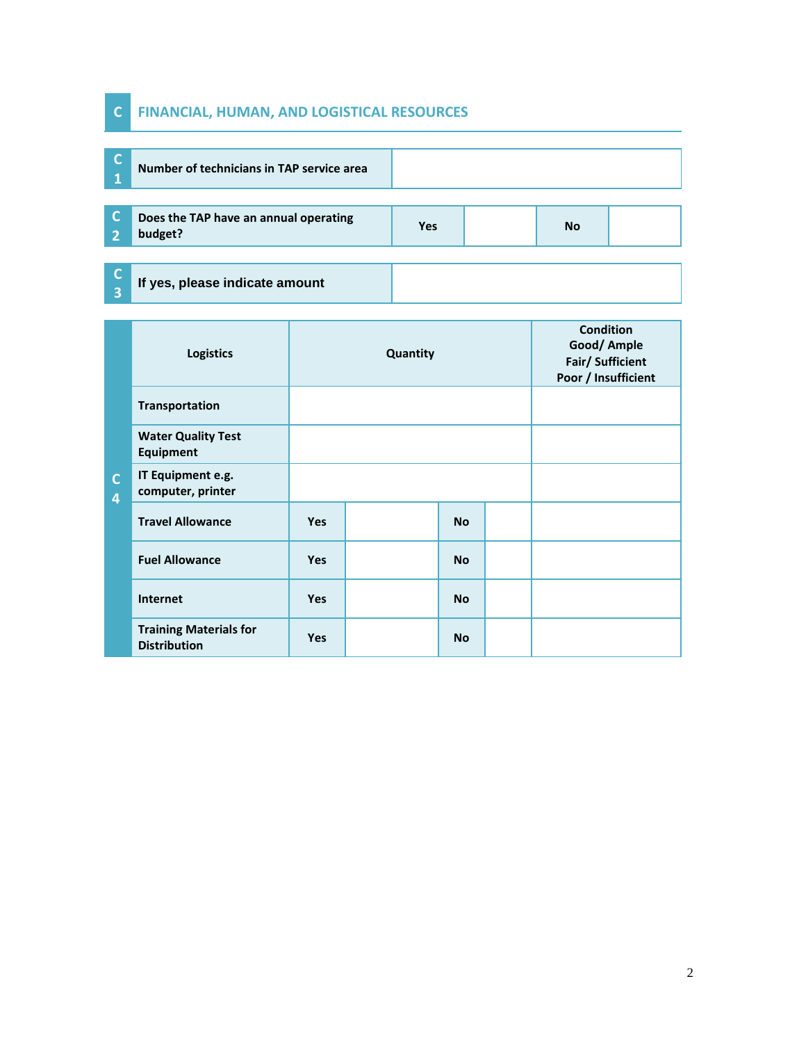## C FINANCIAL, HUMAN, AND LOGISTICAL RESOURCES

| C1 | Number of technicians in TAP service area | |
|---|---|---|

| C2 | Does the TAP have an annual operating budget? | Yes | | No | |
|---|---|---|---|---|---|

| C3 | If yes, please indicate amount | |
|---|---|---|

| C4 | Logistics | Quantity | | | | Condition Good/ Ample Fair/ Sufficient Poor / Insufficient |
|---|---|---|---|---|---|---|
| | Transportation | | | | | |
| | Water Quality Test Equipment | | | | | |
| | IT Equipment e.g. computer, printer | | | | | |
| | Travel Allowance | Yes | | No | | |
| | Fuel Allowance | Yes | | No | | |
| | Internet | Yes | | No | | |
| | Training Materials for Distribution | Yes | | No | | |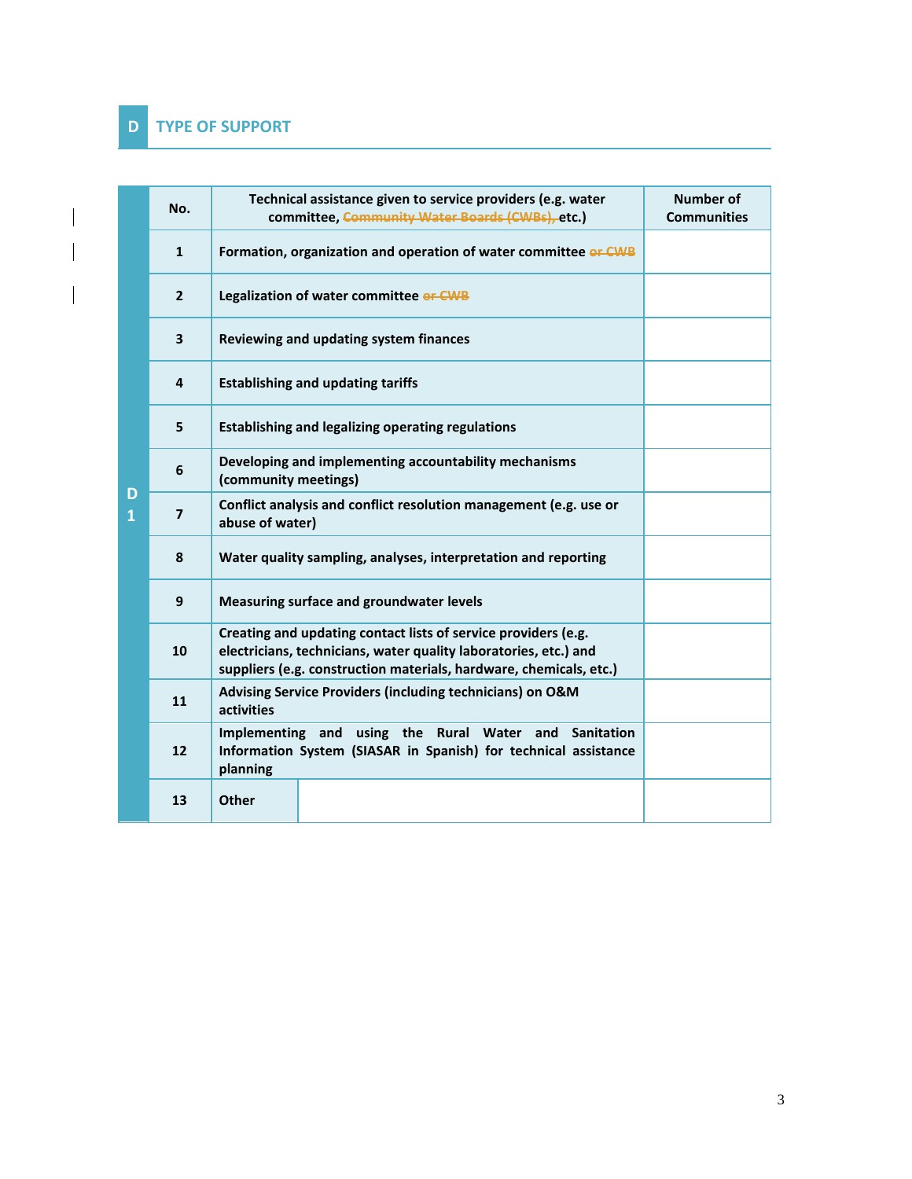## D TYPE OF SUPPORT

| | No. | Technical assistance given to service providers (e.g. water committee, ~~Community Water Boards (CWBs),~~ etc.) | Number of Communities |
|---|---|---|---|
| D 1 | 1 | Formation, organization and operation of water committee ~~or CWB~~ | |
| | 2 | Legalization of water committee ~~or CWB~~ | |
| | 3 | Reviewing and updating system finances | |
| | 4 | Establishing and updating tariffs | |
| | 5 | Establishing and legalizing operating regulations | |
| | 6 | Developing and implementing accountability mechanisms (community meetings) | |
| | 7 | Conflict analysis and conflict resolution management (e.g. use or abuse of water) | |
| | 8 | Water quality sampling, analyses, interpretation and reporting | |
| | 9 | Measuring surface and groundwater levels | |
| | 10 | Creating and updating contact lists of service providers (e.g. electricians, technicians, water quality laboratories, etc.) and suppliers (e.g. construction materials, hardware, chemicals, etc.) | |
| | 11 | Advising Service Providers (including technicians) on O&M activities | |
| | 12 | Implementing and using the Rural Water and Sanitation Information System (SIASAR in Spanish) for technical assistance planning | |
| | 13 | Other | |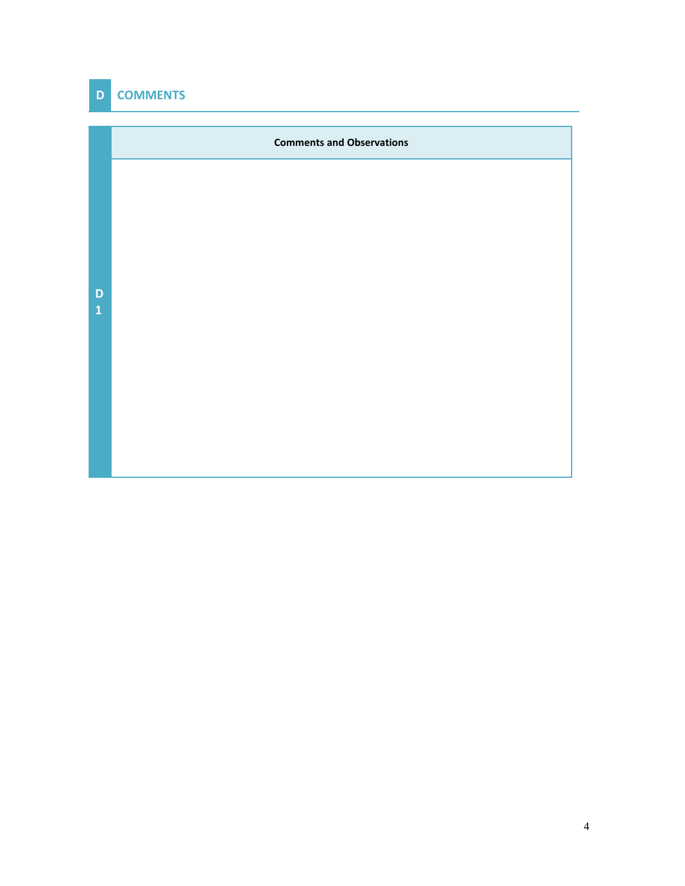## D COMMENTS

| | Comments and Observations |
|---|---|
| D1 | |